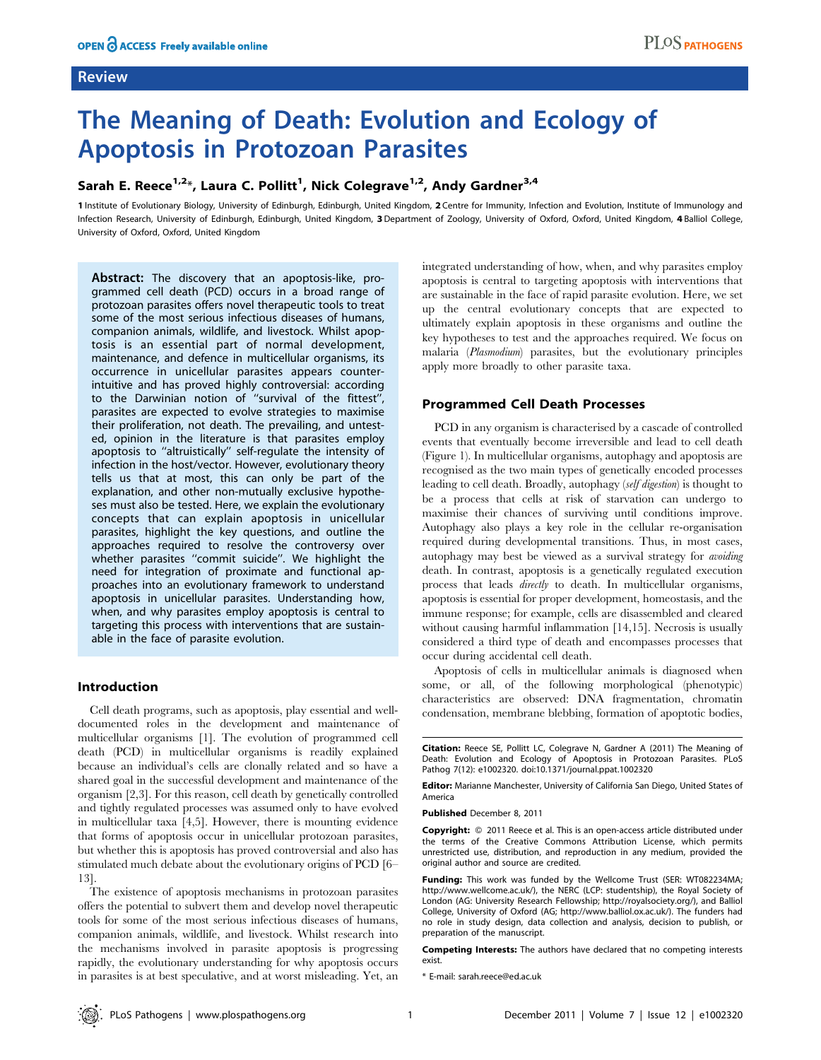Review

# The Meaning of Death: Evolution and Ecology of Apoptosis in Protozoan Parasites

**Sarah E. Reece[1,2]*, Laura C. Pollitt[1], Nick Colegrave[1,2], Andy Gardner[3,4]**

1 Institute of Evolutionary Biology, University of Edinburgh, Edinburgh, United Kingdom, 2 Centre for Immunity, Infection and Evolution, Institute of Immunology and Infection Research, University of Edinburgh, Edinburgh, United Kingdom, 3 Department of Zoology, University of Oxford, Oxford, United Kingdom, 4 Balliol College, University of Oxford, Oxford, United Kingdom

**Abstract:** The discovery that an apoptosis-like, programmed cell death (PCD) occurs in a broad range of protozoan parasites offers novel therapeutic tools to treat some of the most serious infectious diseases of humans, companion animals, wildlife, and livestock. Whilst apoptosis is an essential part of normal development, maintenance, and defence in multicellular organisms, its occurrence in unicellular parasites appears counter-intuitive and has proved highly controversial: according to the Darwinian notion of "survival of the fittest", parasites are expected to evolve strategies to maximise their proliferation, not death. The prevailing, and untested, opinion in the literature is that parasites employ apoptosis to "altruistically" self-regulate the intensity of infection in the host/vector. However, evolutionary theory tells us that at most, this can only be part of the explanation, and other non-mutually exclusive hypotheses must also be tested. Here, we explain the evolutionary concepts that can explain apoptosis in unicellular parasites, highlight the key questions, and outline the approaches required to resolve the controversy over whether parasites "commit suicide". We highlight the need for integration of proximate and functional approaches into an evolutionary framework to understand apoptosis in unicellular parasites. Understanding how, when, and why parasites employ apoptosis is central to targeting this process with interventions that are sustainable in the face of parasite evolution.

## Introduction

Cell death programs, such as apoptosis, play essential and well-documented roles in the development and maintenance of multicellular organisms [1]. The evolution of programmed cell death (PCD) in multicellular organisms is readily explained because an individual's cells are clonally related and so have a shared goal in the successful development and maintenance of the organism [2,3]. For this reason, cell death by genetically controlled and tightly regulated processes was assumed only to have evolved in multicellular taxa [4,5]. However, there is mounting evidence that forms of apoptosis occur in unicellular protozoan parasites, but whether this is apoptosis has proved controversial and also has stimulated much debate about the evolutionary origins of PCD [6–13].

The existence of apoptosis mechanisms in protozoan parasites offers the potential to subvert them and develop novel therapeutic tools for some of the most serious infectious diseases of humans, companion animals, wildlife, and livestock. Whilst research into the mechanisms involved in parasite apoptosis is progressing rapidly, the evolutionary understanding for why apoptosis occurs in parasites is at best speculative, and at worst misleading. Yet, an integrated understanding of how, when, and why parasites employ apoptosis is central to targeting apoptosis with interventions that are sustainable in the face of rapid parasite evolution. Here, we set up the central evolutionary concepts that are expected to ultimately explain apoptosis in these organisms and outline the key hypotheses to test and the approaches required. We focus on malaria (*Plasmodium*) parasites, but the evolutionary principles apply more broadly to other parasite taxa.

## Programmed Cell Death Processes

PCD in any organism is characterised by a cascade of controlled events that eventually become irreversible and lead to cell death (Figure 1). In multicellular organisms, autophagy and apoptosis are recognised as the two main types of genetically encoded processes leading to cell death. Broadly, autophagy (*self digestion*) is thought to be a process that cells at risk of starvation can undergo to maximise their chances of surviving until conditions improve. Autophagy also plays a key role in the cellular re-organisation required during developmental transitions. Thus, in most cases, autophagy may best be viewed as a survival strategy for *avoiding* death. In contrast, apoptosis is a genetically regulated execution process that leads *directly* to death. In multicellular organisms, apoptosis is essential for proper development, homeostasis, and the immune response; for example, cells are disassembled and cleared without causing harmful inflammation [14,15]. Necrosis is usually considered a third type of death and encompasses processes that occur during accidental cell death.

Apoptosis of cells in multicellular animals is diagnosed when some, or all, of the following morphological (phenotypic) characteristics are observed: DNA fragmentation, chromatin condensation, membrane blebbing, formation of apoptotic bodies,

**Citation:** Reece SE, Pollitt LC, Colegrave N, Gardner A (2011) The Meaning of Death: Evolution and Ecology of Apoptosis in Protozoan Parasites. PLoS Pathog 7(12): e1002320. doi:10.1371/journal.ppat.1002320

**Editor:** Marianne Manchester, University of California San Diego, United States of America

**Published** December 8, 2011

**Copyright:** © 2011 Reece et al. This is an open-access article distributed under the terms of the Creative Commons Attribution License, which permits unrestricted use, distribution, and reproduction in any medium, provided the original author and source are credited.

**Funding:** This work was funded by the Wellcome Trust (SER: WT082234MA; http://www.wellcome.ac.uk/), the NERC (LCP: studentship), the Royal Society of London (AG: University Research Fellowship; http://royalsociety.org/), and Balliol College, University of Oxford (AG; http://www.balliol.ox.ac.uk/). The funders had no role in study design, data collection and analysis, decision to publish, or preparation of the manuscript.

**Competing Interests:** The authors have declared that no competing interests exist.

* E-mail: sarah.reece@ed.ac.uk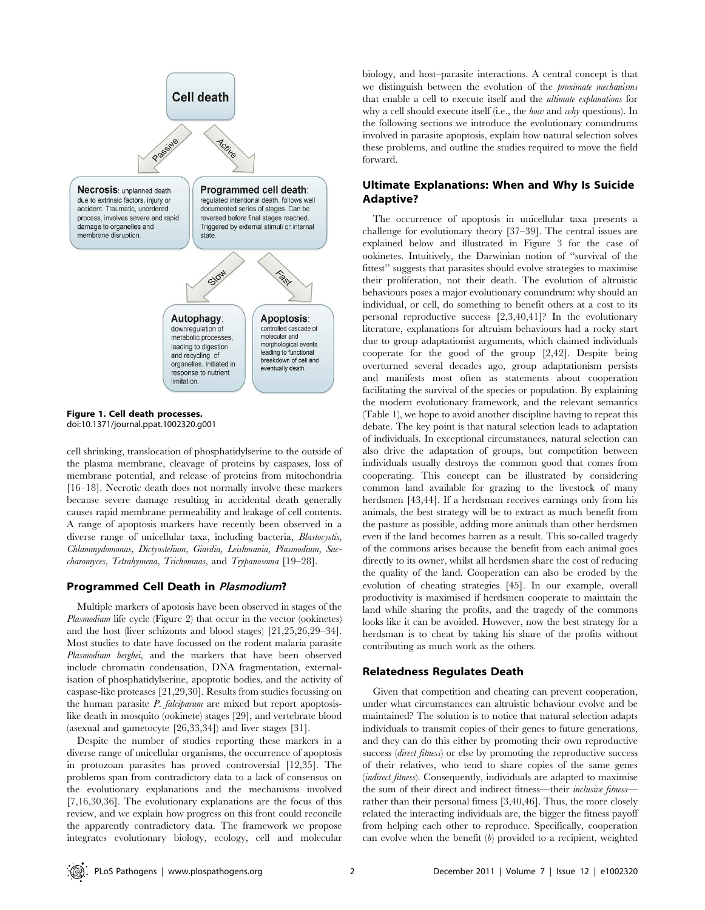Figure 1. Cell death processes.
doi:10.1371/journal.ppat.1002320.g001

cell shrinking, translocation of phosphatidylserine to the outside of the plasma membrane, cleavage of proteins by caspases, loss of membrane potential, and release of proteins from mitochondria [16–18]. Necrotic death does not normally involve these markers because severe damage resulting in accidental death generally causes rapid membrane permeability and leakage of cell contents. A range of apoptosis markers have recently been observed in a diverse range of unicellular taxa, including bacteria, *Blastocystis*, *Chlammydomonas*, *Dictyostelium*, *Giardia*, *Leishmania*, *Plasmodium*, *Saccharomyces*, *Tetrahymena*, *Trichomnas*, and *Trypanosoma* [19–28].

## Programmed Cell Death in *Plasmodium*?

Multiple markers of apotosis have been observed in stages of the *Plasmodium* life cycle (Figure 2) that occur in the vector (ookinetes) and the host (liver schizonts and blood stages) [21,25,26,29–34]. Most studies to date have focussed on the rodent malaria parasite *Plasmodium berghei*, and the markers that have been observed include chromatin condensation, DNA fragmentation, externalisation of phosphatidylserine, apoptotic bodies, and the activity of caspase-like proteases [21,29,30]. Results from studies focussing on the human parasite *P. falciparum* are mixed but report apoptosis-like death in mosquito (ookinete) stages [29], and vertebrate blood (asexual and gametocyte [26,33,34]) and liver stages [31].

Despite the number of studies reporting these markers in a diverse range of unicellular organisms, the occurrence of apoptosis in protozoan parasites has proved controversial [12,35]. The problems span from contradictory data to a lack of consensus on the evolutionary explanations and the mechanisms involved [7,16,30,36]. The evolutionary explanations are the focus of this review, and we explain how progress on this front could reconcile the apparently contradictory data. The framework we propose integrates evolutionary biology, ecology, cell and molecular biology, and host–parasite interactions. A central concept is that we distinguish between the evolution of the *proximate mechanisms* that enable a cell to execute itself and the *ultimate explanations* for why a cell should execute itself (i.e., the *how* and *why* questions). In the following sections we introduce the evolutionary conundrums involved in parasite apoptosis, explain how natural selection solves these problems, and outline the studies required to move the field forward.

## Ultimate Explanations: When and Why Is Suicide Adaptive?

The occurrence of apoptosis in unicellular taxa presents a challenge for evolutionary theory [37–39]. The central issues are explained below and illustrated in Figure 3 for the case of ookinetes. Intuitively, the Darwinian notion of "survival of the fittest" suggests that parasites should evolve strategies to maximise their proliferation, not their death. The evolution of altruistic behaviours poses a major evolutionary conundrum: why should an individual, or cell, do something to benefit others at a cost to its personal reproductive success [2,3,40,41]? In the evolutionary literature, explanations for altruism behaviours had a rocky start due to group adaptationist arguments, which claimed individuals cooperate for the good of the group [2,42]. Despite being overturned several decades ago, group adaptationism persists and manifests most often as statements about cooperation facilitating the survival of the species or population. By explaining the modern evolutionary framework, and the relevant semantics (Table 1), we hope to avoid another discipline having to repeat this debate. The key point is that natural selection leads to adaptation of individuals. In exceptional circumstances, natural selection can also drive the adaptation of groups, but competition between individuals usually destroys the common good that comes from cooperating. This concept can be illustrated by considering common land available for grazing to the livestock of many herdsmen [43,44]. If a herdsman receives earnings only from his animals, the best strategy will be to extract as much benefit from the pasture as possible, adding more animals than other herdsmen even if the land becomes barren as a result. This so-called tragedy of the commons arises because the benefit from each animal goes directly to its owner, whilst all herdsmen share the cost of reducing the quality of the land. Cooperation can also be eroded by the evolution of cheating strategies [45]. In our example, overall productivity is maximised if herdsmen cooperate to maintain the land while sharing the profits, and the tragedy of the commons looks like it can be avoided. However, now the best strategy for a herdsman is to cheat by taking his share of the profits without contributing as much work as the others.

## Relatedness Regulates Death

Given that competition and cheating can prevent cooperation, under what circumstances can altruistic behaviour evolve and be maintained? The solution is to notice that natural selection adapts individuals to transmit copies of their genes to future generations, and they can do this either by promoting their own reproductive success (*direct fitness*) or else by promoting the reproductive success of their relatives, who tend to share copies of the same genes (*indirect fitness*). Consequently, individuals are adapted to maximise the sum of their direct and indirect fitness—their *inclusive fitness*—rather than their personal fitness [3,40,46]. Thus, the more closely related the interacting individuals are, the bigger the fitness payoff from helping each other to reproduce. Specifically, cooperation can evolve when the benefit ($b$) provided to a recipient, weighted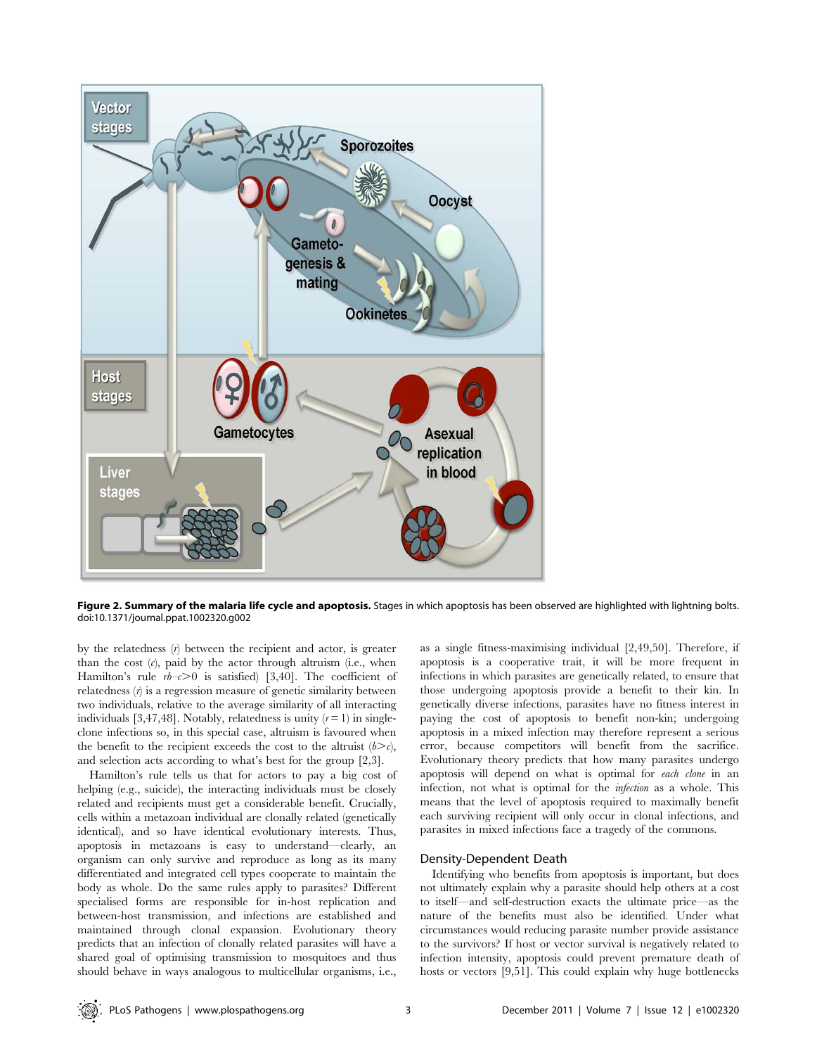**Figure 2. Summary of the malaria life cycle and apoptosis.** Stages in which apoptosis has been observed are highlighted with lightning bolts. doi:10.1371/journal.ppat.1002320.g002

by the relatedness ($r$) between the recipient and actor, is greater than the cost ($c$), paid by the actor through altruism (i.e., when Hamilton's rule $rb-c>0$ is satisfied) [3,40]. The coefficient of relatedness ($r$) is a regression measure of genetic similarity between two individuals, relative to the average similarity of all interacting individuals [3,47,48]. Notably, relatedness is unity ($r = 1$) in single-clone infections so, in this special case, altruism is favoured when the benefit to the recipient exceeds the cost to the altruist ($b>c$), and selection acts according to what's best for the group [2,3].

Hamilton's rule tells us that for actors to pay a big cost of helping (e.g., suicide), the interacting individuals must be closely related and recipients must get a considerable benefit. Crucially, cells within a metazoan individual are clonally related (genetically identical), and so have identical evolutionary interests. Thus, apoptosis in metazoans is easy to understand—clearly, an organism can only survive and reproduce as long as its many differentiated and integrated cell types cooperate to maintain the body as whole. Do the same rules apply to parasites? Different specialised forms are responsible for in-host replication and between-host transmission, and infections are established and maintained through clonal expansion. Evolutionary theory predicts that an infection of clonally related parasites will have a shared goal of optimising transmission to mosquitoes and thus should behave in ways analogous to multicellular organisms, i.e., as a single fitness-maximising individual [2,49,50]. Therefore, if apoptosis is a cooperative trait, it will be more frequent in infections in which parasites are genetically related, to ensure that those undergoing apoptosis provide a benefit to their kin. In genetically diverse infections, parasites have no fitness interest in paying the cost of apoptosis to benefit non-kin; undergoing apoptosis in a mixed infection may therefore represent a serious error, because competitors will benefit from the sacrifice. Evolutionary theory predicts that how many parasites undergo apoptosis will depend on what is optimal for *each clone* in an infection, not what is optimal for the *infection* as a whole. This means that the level of apoptosis required to maximally benefit each surviving recipient will only occur in clonal infections, and parasites in mixed infections face a tragedy of the commons.

## Density-Dependent Death

Identifying who benefits from apoptosis is important, but does not ultimately explain why a parasite should help others at a cost to itself—and self-destruction exacts the ultimate price—as the nature of the benefits must also be identified. Under what circumstances would reducing parasite number provide assistance to the survivors? If host or vector survival is negatively related to infection intensity, apoptosis could prevent premature death of hosts or vectors [9,51]. This could explain why huge bottlenecks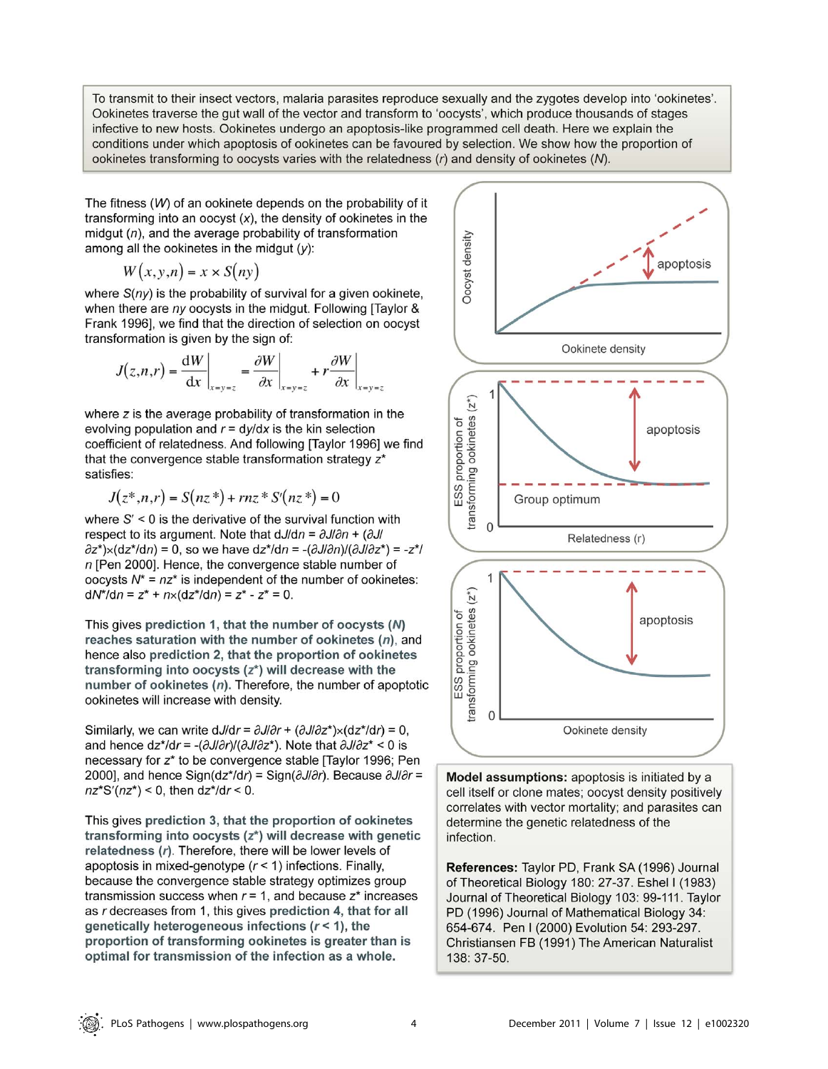To transmit to their insect vectors, malaria parasites reproduce sexually and the zygotes develop into 'ookinetes'. Ookinetes traverse the gut wall of the vector and transform to 'oocysts', which produce thousands of stages infective to new hosts. Ookinetes undergo an apoptosis-like programmed cell death. Here we explain the conditions under which apoptosis of ookinetes can be favoured by selection. We show how the proportion of ookinetes transforming to oocysts varies with the relatedness ($r$) and density of ookinetes ($N$).

The fitness ($W$) of an ookinete depends on the probability of it transforming into an oocyst ($x$), the density of ookinetes in the midgut ($n$), and the average probability of transformation among all the ookinetes in the midgut ($y$):

$$W(x,y,n) = x \times S(ny)$$

where $S(ny)$ is the probability of survival for a given ookinete, when there are $ny$ oocysts in the midgut. Following [Taylor & Frank 1996], we find that the direction of selection on oocyst transformation is given by the sign of:

$$J(z,n,r) = \left.\frac{\mathrm{d}W}{\mathrm{d}x}\right|_{x=y=z} = \left.\frac{\partial W}{\partial x}\right|_{x=y=z} + r\left.\frac{\partial W}{\partial x}\right|_{x=y=z}$$

where $z$ is the average probability of transformation in the evolving population and $r = \mathrm{d}y/\mathrm{d}x$ is the kin selection coefficient of relatedness. And following [Taylor 1996] we find that the convergence stable transformation strategy $z^*$ satisfies:

$$J(z^*,n,r) = S(nz^*) + rnz^* S'(nz^*) = 0$$

where $S' < 0$ is the derivative of the survival function with respect to its argument. Note that $\mathrm{d}J/\mathrm{d}n = \partial J/\partial n + (\partial J/\partial z^*)\times(\mathrm{d}z^*/\mathrm{d}n) = 0$, so we have $\mathrm{d}z^*/\mathrm{d}n = -(\partial J/\partial n)/(\partial J/\partial z^*) = -z^*/n$ [Pen 2000]. Hence, the convergence stable number of oocysts $N^* = nz^*$ is independent of the number of ookinetes: $\mathrm{d}N^*/\mathrm{d}n = z^* + n\times(\mathrm{d}z^*/\mathrm{d}n) = z^* - z^* = 0$.

This gives **prediction 1, that the number of oocysts ($N$) reaches saturation with the number of ookinetes ($n$)**, and hence also **prediction 2, that the proportion of ookinetes transforming into oocysts ($z^*$) will decrease with the number of ookinetes ($n$).** Therefore, the number of apoptotic ookinetes will increase with density.

Similarly, we can write $\mathrm{d}J/\mathrm{d}r = \partial J/\partial r + (\partial J/\partial z^*)\times(\mathrm{d}z^*/\mathrm{d}r) = 0$, and hence $\mathrm{d}z^*/\mathrm{d}r = -(\partial J/\partial r)/(\partial J/\partial z^*)$. Note that $\partial J/\partial z^* < 0$ is necessary for $z^*$ to be convergence stable [Taylor 1996; Pen 2000], and hence $\mathrm{Sign}(\mathrm{d}z^*/\mathrm{d}r) = \mathrm{Sign}(\partial J/\partial r)$. Because $\partial J/\partial r = nz^*S'(nz^*) < 0$, then $\mathrm{d}z^*/\mathrm{d}r < 0$.

This gives **prediction 3, that the proportion of ookinetes transforming into oocysts ($z^*$) will decrease with genetic relatedness ($r$).** Therefore, there will be lower levels of apoptosis in mixed-genotype ($r < 1$) infections. Finally, because the convergence stable strategy optimizes group transmission success when $r = 1$, and because $z^*$ increases as $r$ decreases from 1, this gives **prediction 4, that for all genetically heterogeneous infections ($r < 1$), the proportion of transforming ookinetes is greater than is optimal for transmission of the infection as a whole.**

**Model assumptions:** apoptosis is initiated by a cell itself or clone mates; oocyst density positively correlates with vector mortality; and parasites can determine the genetic relatedness of the infection.

**References:** Taylor PD, Frank SA (1996) Journal of Theoretical Biology 180: 27-37. Eshel I (1983) Journal of Theoretical Biology 103: 99-111. Taylor PD (1996) Journal of Mathematical Biology 34: 654-674. Pen I (2000) Evolution 54: 293-297. Christiansen FB (1991) The American Naturalist 138: 37-50.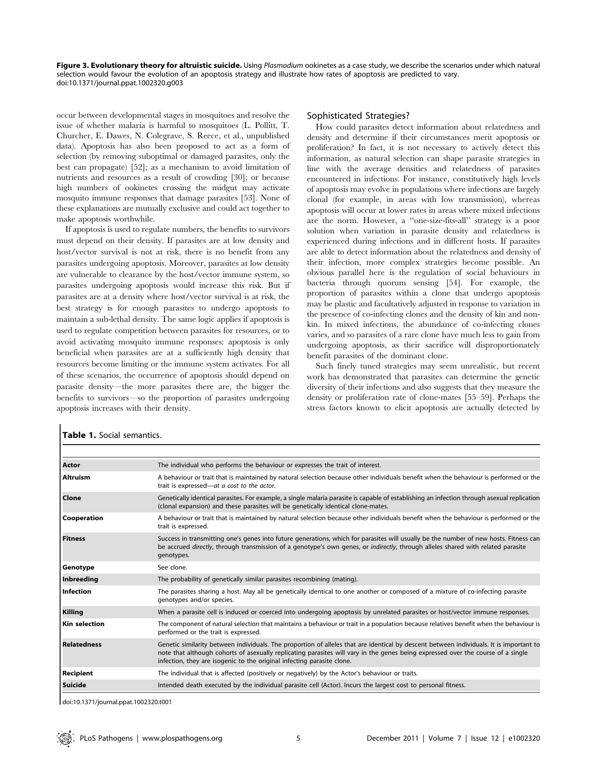**Figure 3. Evolutionary theory for altruistic suicide.** Using *Plasmodium* ookinetes as a case study, we describe the scenarios under which natural selection would favour the evolution of an apoptosis strategy and illustrate how rates of apoptosis are predicted to vary.
doi:10.1371/journal.ppat.1002320.g003

occur between developmental stages in mosquitoes and resolve the issue of whether malaria is harmful to mosquitoes (L. Pollitt, T. Churcher, E. Dawes, N. Colegrave, S. Reece, et al., unpublished data). Apoptosis has also been proposed to act as a form of selection (by removing suboptimal or damaged parasites, only the best can propagate) [52]; as a mechanism to avoid limitation of nutrients and resources as a result of crowding [30]; or because high numbers of ookinetes crossing the midgut may activate mosquito immune responses that damage parasites [53]. None of these explanations are mutually exclusive and could act together to make apoptosis worthwhile.

If apoptosis is used to regulate numbers, the benefits to survivors must depend on their density. If parasites are at low density and host/vector survival is not at risk, there is no benefit from any parasites undergoing apoptosis. Moreover, parasites at low density are vulnerable to clearance by the host/vector immune system, so parasites undergoing apoptosis would increase this risk. But if parasites are at a density where host/vector survival is at risk, the best strategy is for enough parasites to undergo apoptosis to maintain a sub-lethal density. The same logic applies if apoptosis is used to regulate competition between parasites for resources, or to avoid activating mosquito immune responses: apoptosis is only beneficial when parasites are at a sufficiently high density that resources become limiting or the immune system activates. For all of these scenarios, the occurrence of apoptosis should depend on parasite density—the more parasites there are, the bigger the benefits to survivors—so the proportion of parasites undergoing apoptosis increases with their density.

## Sophisticated Strategies?

How could parasites detect information about relatedness and density and determine if their circumstances merit apoptosis or proliferation? In fact, it is not necessary to actively detect this information, as natural selection can shape parasite strategies in line with the average densities and relatedness of parasites encountered in infections. For instance, constitutively high levels of apoptosis may evolve in populations where infections are largely clonal (for example, in areas with low transmission), whereas apoptosis will occur at lower rates in areas where mixed infections are the norm. However, a "one-size-fits-all" strategy is a poor solution when variation in parasite density and relatedness is experienced during infections and in different hosts. If parasites are able to detect information about the relatedness and density of their infection, more complex strategies become possible. An obvious parallel here is the regulation of social behaviours in bacteria through quorum sensing [54]. For example, the proportion of parasites within a clone that undergo apoptosis may be plastic and facultatively adjusted in response to variation in the presence of co-infecting clones and the density of kin and non-kin. In mixed infections, the abundance of co-infecting clones varies, and so parasites of a rare clone have much less to gain from undergoing apoptosis, as their sacrifice will disproportionately benefit parasites of the dominant clone.

Such finely tuned strategies may seem unrealistic, but recent work has demonstrated that parasites can determine the genetic diversity of their infections and also suggests that they measure the density or proliferation rate of clone-mates [55–59]. Perhaps the stress factors known to elicit apoptosis are actually detected by

**Table 1.** Social semantics.

| | |
|---|---|
| **Actor** | The individual who performs the behaviour or expresses the trait of interest. |
| **Altruism** | A behaviour or trait that is maintained by natural selection because other individuals benefit when the behaviour is performed or the trait is expressed—*at a cost to the actor*. |
| **Clone** | Genetically identical parasites. For example, a single malaria parasite is capable of establishing an infection through asexual replication (clonal expansion) and these parasites will be genetically identical clone-mates. |
| **Cooperation** | A behaviour or trait that is maintained by natural selection because other individuals benefit when the behaviour is performed or the trait is expressed. |
| **Fitness** | Success in transmitting one's genes into future generations, which for parasites will usually be the number of new hosts. Fitness can be accrued *directly*, through transmission of a genotype's own genes, or *indirectly*, through alleles shared with related parasite genotypes. |
| **Genotype** | See clone. |
| **Inbreeding** | The probability of genetically similar parasites recombining (mating). |
| **Infection** | The parasites sharing a host. May all be genetically identical to one another or composed of a mixture of co-infecting parasite genotypes and/or species. |
| **Killing** | When a parasite cell is induced or coerced into undergoing apoptosis by unrelated parasites or host/vector immune responses. |
| **Kin selection** | The component of natural selection that maintains a behaviour or trait in a population because relatives benefit when the behaviour is performed or the trait is expressed. |
| **Relatedness** | Genetic similarity between individuals. The proportion of alleles that are identical by descent between individuals. It is important to note that although cohorts of asexually replicating parasites will vary in the genes being expressed over the course of a single infection, they are isogenic to the original infecting parasite clone. |
| **Recipient** | The individual that is affected (positively or negatively) by the Actor's behaviour or traits. |
| **Suicide** | Intended death executed by the individual parasite cell (Actor). Incurs the largest cost to personal fitness. |

doi:10.1371/journal.ppat.1002320.t001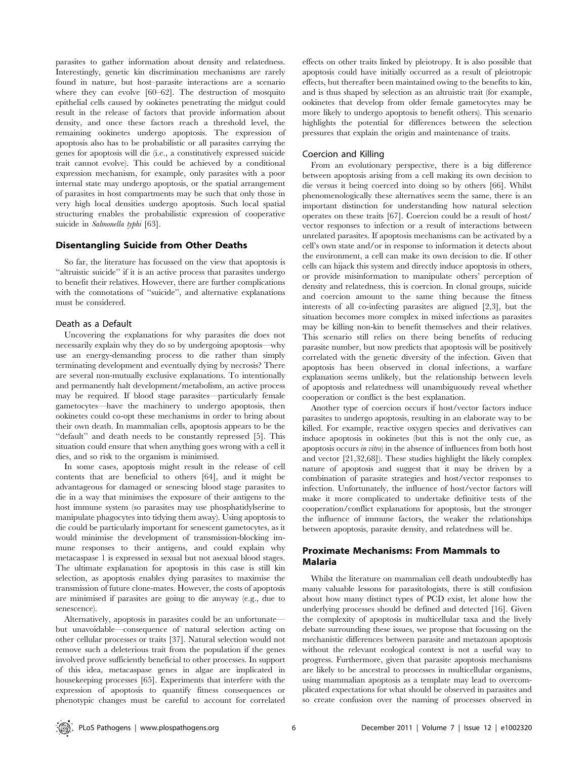parasites to gather information about density and relatedness. Interestingly, genetic kin discrimination mechanisms are rarely found in nature, but host–parasite interactions are a scenario where they can evolve [60–62]. The destruction of mosquito epithelial cells caused by ookinetes penetrating the midgut could result in the release of factors that provide information about density, and once these factors reach a threshold level, the remaining ookinetes undergo apoptosis. The expression of apoptosis also has to be probabilistic or all parasites carrying the genes for apoptosis will die (i.e., a constitutively expressed suicide trait cannot evolve). This could be achieved by a conditional expression mechanism, for example, only parasites with a poor internal state may undergo apoptosis, or the spatial arrangement of parasites in host compartments may be such that only those in very high local densities undergo apoptosis. Such local spatial structuring enables the probabilistic expression of cooperative suicide in *Salmonella typhi* [63].

## Disentangling Suicide from Other Deaths

So far, the literature has focussed on the view that apoptosis is "altruistic suicide" if it is an active process that parasites undergo to benefit their relatives. However, there are further complications with the connotations of "suicide", and alternative explanations must be considered.

### Death as a Default

Uncovering the explanations for why parasites die does not necessarily explain why they do so by undergoing apoptosis—why use an energy-demanding process to die rather than simply terminating development and eventually dying by necrosis? There are several non-mutually exclusive explanations. To intentionally and permanently halt development/metabolism, an active process may be required. If blood stage parasites—particularly female gametocytes—have the machinery to undergo apoptosis, then ookinetes could co-opt these mechanisms in order to bring about their own death. In mammalian cells, apoptosis appears to be the "default" and death needs to be constantly repressed [5]. This situation could ensure that when anything goes wrong with a cell it dies, and so risk to the organism is minimised.

In some cases, apoptosis might result in the release of cell contents that are beneficial to others [64], and it might be advantageous for damaged or senescing blood stage parasites to die in a way that minimises the exposure of their antigens to the host immune system (so parasites may use phosphatidylserine to manipulate phagocytes into tidying them away). Using apoptosis to die could be particularly important for senescent gametocytes, as it would minimise the development of transmission-blocking immune responses to their antigens, and could explain why metacaspase 1 is expressed in sexual but not asexual blood stages. The ultimate explanation for apoptosis in this case is still kin selection, as apoptosis enables dying parasites to maximise the transmission of future clone-mates. However, the costs of apoptosis are minimised if parasites are going to die anyway (e.g., due to senescence).

Alternatively, apoptosis in parasites could be an unfortunate—but unavoidable—consequence of natural selection acting on other cellular processes or traits [37]. Natural selection would not remove such a deleterious trait from the population if the genes involved prove sufficiently beneficial to other processes. In support of this idea, metacaspase genes in algae are implicated in housekeeping processes [65]. Experiments that interfere with the expression of apoptosis to quantify fitness consequences or phenotypic changes must be careful to account for correlated effects on other traits linked by pleiotropy. It is also possible that apoptosis could have initially occurred as a result of pleiotropic effects, but thereafter been maintained owing to the benefits to kin, and is thus shaped by selection as an altruistic trait (for example, ookinetes that develop from older female gametocytes may be more likely to undergo apoptosis to benefit others). This scenario highlights the potential for differences between the selection pressures that explain the origin and maintenance of traits.

### Coercion and Killing

From an evolutionary perspective, there is a big difference between apoptosis arising from a cell making its own decision to die versus it being coerced into doing so by others [66]. Whilst phenomenologically these alternatives seem the same, there is an important distinction for understanding how natural selection operates on these traits [67]. Coercion could be a result of host/vector responses to infection or a result of interactions between unrelated parasites. If apoptosis mechanisms can be activated by a cell's own state and/or in response to information it detects about the environment, a cell can make its own decision to die. If other cells can hijack this system and directly induce apoptosis in others, or provide misinformation to manipulate others' perception of density and relatedness, this is coercion. In clonal groups, suicide and coercion amount to the same thing because the fitness interests of all co-infecting parasites are aligned [2,3], but the situation becomes more complex in mixed infections as parasites may be killing non-kin to benefit themselves and their relatives. This scenario still relies on there being benefits of reducing parasite number, but now predicts that apoptosis will be positively correlated with the genetic diversity of the infection. Given that apoptosis has been observed in clonal infections, a warfare explanation seems unlikely, but the relationship between levels of apoptosis and relatedness will unambiguously reveal whether cooperation or conflict is the best explanation.

Another type of coercion occurs if host/vector factors induce parasites to undergo apoptosis, resulting in an elaborate way to be killed. For example, reactive oxygen species and derivatives can induce apoptosis in ookinetes (but this is not the only cue, as apoptosis occurs *in vitro*) in the absence of influences from both host and vector [21,32,68]). These studies highlight the likely complex nature of apoptosis and suggest that it may be driven by a combination of parasite strategies and host/vector responses to infection. Unfortunately, the influence of host/vector factors will make it more complicated to undertake definitive tests of the cooperation/conflict explanations for apoptosis, but the stronger the influence of immune factors, the weaker the relationships between apoptosis, parasite density, and relatedness will be.

## Proximate Mechanisms: From Mammals to Malaria

Whilst the literature on mammalian cell death undoubtedly has many valuable lessons for parasitologists, there is still confusion about how many distinct types of PCD exist, let alone how the underlying processes should be defined and detected [16]. Given the complexity of apoptosis in multicellular taxa and the lively debate surrounding these issues, we propose that focussing on the mechanistic differences between parasite and metazoan apoptosis without the relevant ecological context is not a useful way to progress. Furthermore, given that parasite apoptosis mechanisms are likely to be ancestral to processes in multicellular organisms, using mammalian apoptosis as a template may lead to overcomplicated expectations for what should be observed in parasites and so create confusion over the naming of processes observed in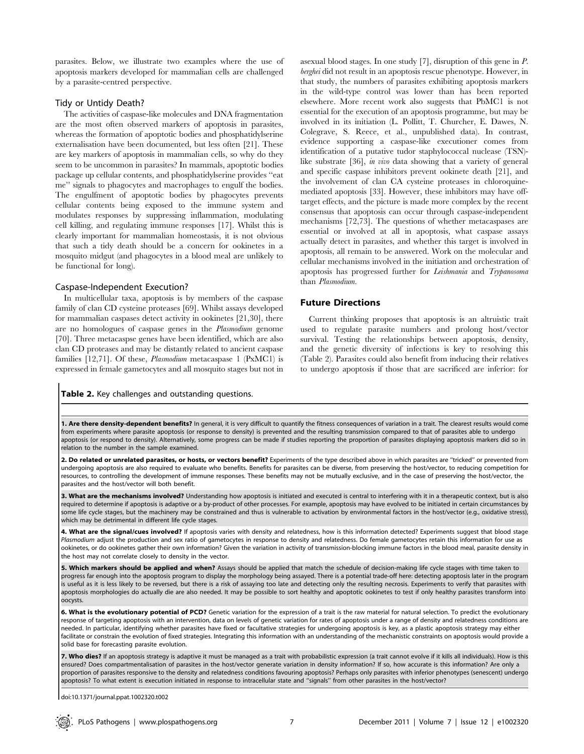parasites. Below, we illustrate two examples where the use of apoptosis markers developed for mammalian cells are challenged by a parasite-centred perspective.

### Tidy or Untidy Death?

The activities of caspase-like molecules and DNA fragmentation are the most often observed markers of apoptosis in parasites, whereas the formation of apoptotic bodies and phosphatidylserine externalisation have been documented, but less often [21]. These are key markers of apoptosis in mammalian cells, so why do they seem to be uncommon in parasites? In mammals, apoptotic bodies package up cellular contents, and phosphatidylserine provides "eat me" signals to phagocytes and macrophages to engulf the bodies. The engulfment of apoptotic bodies by phagocytes prevents cellular contents being exposed to the immune system and modulates responses by suppressing inflammation, modulating cell killing, and regulating immune responses [17]. Whilst this is clearly important for mammalian homeostasis, it is not obvious that such a tidy death should be a concern for ookinetes in a mosquito midgut (and phagocytes in a blood meal are unlikely to be functional for long).

### Caspase-Independent Execution?

In multicellular taxa, apoptosis is by members of the caspase family of clan CD cysteine proteases [69]. Whilst assays developed for mammalian caspases detect activity in ookinetes [21,30], there are no homologues of caspase genes in the *Plasmodium* genome [70]. Three metacaspse genes have been identified, which are also clan CD proteases and may be distantly related to ancient caspase families [12,71]. Of these, *Plasmodium* metacaspase 1 (PxMC1) is expressed in female gametocytes and all mosquito stages but not in asexual blood stages. In one study [7], disruption of this gene in *P. berghei* did not result in an apoptosis rescue phenotype. However, in that study, the numbers of parasites exhibiting apoptosis markers in the wild-type control was lower than has been reported elsewhere. More recent work also suggests that PbMC1 is not essential for the execution of an apoptosis programme, but may be involved in its initiation (L. Pollitt, T. Churcher, E. Dawes, N. Colegrave, S. Reece, et al., unpublished data). In contrast, evidence supporting a caspase-like executioner comes from identification of a putative tudor staphylococcal nuclease (TSN)-like substrate [36], *in vivo* data showing that a variety of general and specific caspase inhibitors prevent ookinete death [21], and the involvement of clan CA cysteine proteases in chloroquine-mediated apoptosis [33]. However, these inhibitors may have off-target effects, and the picture is made more complex by the recent consensus that apoptosis can occur through caspase-independent mechanisms [72,73]. The questions of whether metacaspases are essential or involved at all in apoptosis, what caspase assays actually detect in parasites, and whether this target is involved in apoptosis, all remain to be answered. Work on the molecular and cellular mechanisms involved in the initiation and orchestration of apoptosis has progressed further for *Leishmania* and *Trypanosoma* than *Plasmodium*.

## Future Directions

Current thinking proposes that apoptosis is an altruistic trait used to regulate parasite numbers and prolong host/vector survival. Testing the relationships between apoptosis, density, and the genetic diversity of infections is key to resolving this (Table 2). Parasites could also benefit from inducing their relatives to undergo apoptosis if those that are sacrificed are inferior: for

**Table 2.** Key challenges and outstanding questions.

| |
|---|
| **1. Are there density-dependent benefits?** In general, it is very difficult to quantify the fitness consequences of variation in a trait. The clearest results would come from experiments where parasite apoptosis (or response to density) is prevented and the resulting transmission compared to that of parasites able to undergo apoptosis (or respond to density). Alternatively, some progress can be made if studies reporting the proportion of parasites displaying apoptosis markers did so in relation to the number in the sample examined. |
| **2. Do related or unrelated parasites, or hosts, or vectors benefit?** Experiments of the type described above in which parasites are "tricked" or prevented from undergoing apoptosis are also required to evaluate who benefits. Benefits for parasites can be diverse, from preserving the host/vector, to reducing competition for resources, to controlling the development of immune responses. These benefits may not be mutually exclusive, and in the case of preserving the host/vector, the parasites and the host/vector will both benefit. |
| **3. What are the mechanisms involved?** Understanding how apoptosis is initiated and executed is central to interfering with it in a therapeutic context, but is also required to determine if apoptosis is adaptive or a by-product of other processes. For example, apoptosis may have evolved to be initiated in certain circumstances by some life cycle stages, but the machinery may be constrained and thus is vulnerable to activation by environmental factors in the host/vector (e.g., oxidative stress), which may be detrimental in different life cycle stages. |
| **4. What are the signal/cues involved?** If apoptosis varies with density and relatedness, how is this information detected? Experiments suggest that blood stage *Plasmodium* adjust the production and sex ratio of gametocytes in response to density and relatedness. Do female gametocytes retain this information for use as ookinetes, or do ookinetes gather their own information? Given the variation in activity of transmission-blocking immune factors in the blood meal, parasite density in the host may not correlate closely to density in the vector. |
| **5. Which markers should be applied and when?** Assays should be applied that match the schedule of decision-making life cycle stages with time taken to progress far enough into the apoptosis program to display the morphology being assayed. There is a potential trade-off here: detecting apoptosis later in the program is useful as it is less likely to be reversed, but there is a risk of assaying too late and detecting only the resulting necrosis. Experiments to verify that parasites with apoptosis morphologies do actually die are also needed. It may be possible to sort healthy and apoptotic ookinetes to test if only healthy parasites transform into oocysts. |
| **6. What is the evolutionary potential of PCD?** Genetic variation for the expression of a trait is the raw material for natural selection. To predict the evolutionary response of targeting apoptosis with an intervention, data on levels of genetic variation for rates of apoptosis under a range of density and relatedness conditions are needed. In particular, identifying whether parasites have fixed or facultative strategies for undergoing apoptosis is key, as a plastic apoptosis strategy may either facilitate or constrain the evolution of fixed strategies. Integrating this information with an understanding of the mechanistic constraints on apoptosis would provide a solid base for forecasting parasite evolution. |
| **7. Who dies?** If an apoptosis strategy is adaptive it must be managed as a trait with probabilistic expression (a trait cannot evolve if it kills all individuals). How is this ensured? Does compartmentalisation of parasites in the host/vector generate variation in density information? If so, how accurate is this information? Are only a proportion of parasites responsive to the density and relatedness conditions favouring apoptosis? Perhaps only parasites with inferior phenotypes (senescent) undergo apoptosis? To what extent is execution initiated in response to intracellular state and "signals" from other parasites in the host/vector? |

doi:10.1371/journal.ppat.1002320.t002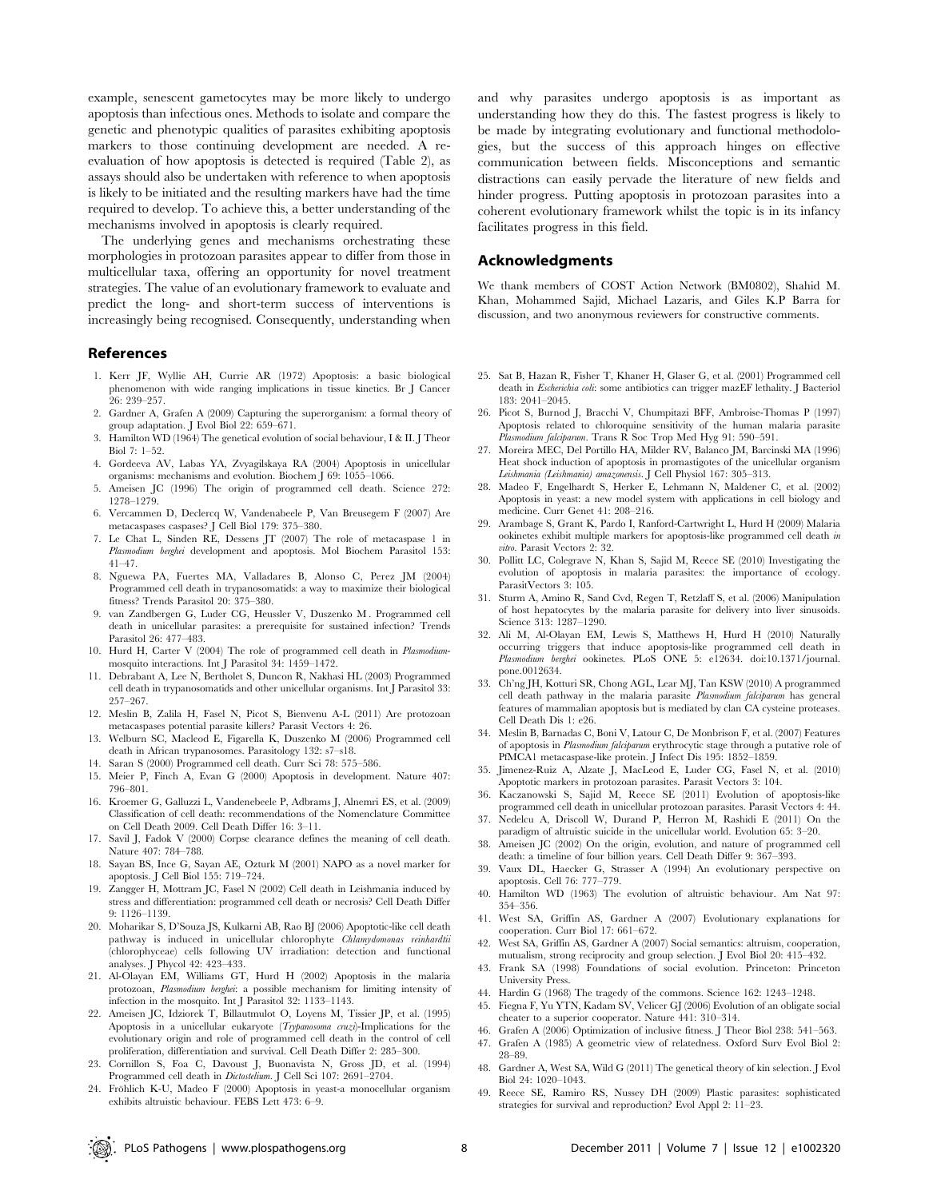example, senescent gametocytes may be more likely to undergo apoptosis than infectious ones. Methods to isolate and compare the genetic and phenotypic qualities of parasites exhibiting apoptosis markers to those continuing development are needed. A re-evaluation of how apoptosis is detected is required (Table 2), as assays should also be undertaken with reference to when apoptosis is likely to be initiated and the resulting markers have had the time required to develop. To achieve this, a better understanding of the mechanisms involved in apoptosis is clearly required.

The underlying genes and mechanisms orchestrating these morphologies in protozoan parasites appear to differ from those in multicellular taxa, offering an opportunity for novel treatment strategies. The value of an evolutionary framework to evaluate and predict the long- and short-term success of interventions is increasingly being recognised. Consequently, understanding when and why parasites undergo apoptosis is as important as understanding how they do this. The fastest progress is likely to be made by integrating evolutionary and functional methodologies, but the success of this approach hinges on effective communication between fields. Misconceptions and semantic distractions can easily pervade the literature of new fields and hinder progress. Putting apoptosis in protozoan parasites into a coherent evolutionary framework whilst the topic is in its infancy facilitates progress in this field.

## Acknowledgments

We thank members of COST Action Network (BM0802), Shahid M. Khan, Mohammed Sajid, Michael Lazaris, and Giles K.P Barra for discussion, and two anonymous reviewers for constructive comments.

## References

1. Kerr JF, Wyllie AH, Currie AR (1972) Apoptosis: a basic biological phenomenon with wide ranging implications in tissue kinetics. Br J Cancer 26: 239–257.
2. Gardner A, Grafen A (2009) Capturing the superorganism: a formal theory of group adaptation. J Evol Biol 22: 659–671.
3. Hamilton WD (1964) The genetical evolution of social behaviour, I & II. J Theor Biol 7: 1–52.
4. Gordeeva AV, Labas YA, Zvyagilskaya RA (2004) Apoptosis in unicellular organisms: mechanisms and evolution. Biochem J 69: 1055–1066.
5. Ameisen JC (1996) The origin of programmed cell death. Science 272: 1278–1279.
6. Vercammen D, Declercq W, Vandenabeele P, Van Breusegem F (2007) Are metacaspases caspases? J Cell Biol 179: 375–380.
7. Le Chat L, Sinden RE, Dessens JT (2007) The role of metacaspase 1 in *Plasmodium berghei* development and apoptosis. Mol Biochem Parasitol 153: 41–47.
8. Nguewa PA, Fuertes MA, Valladares B, Alonso C, Perez JM (2004) Programmed cell death in trypanosomatids: a way to maximize their biological fitness? Trends Parasitol 20: 375–380.
9. van Zandbergen G, Luder CG, Heussler V, Duszenko M. Programmed cell death in unicellular parasites: a prerequisite for sustained infection? Trends Parasitol 26: 477–483.
10. Hurd H, Carter V (2004) The role of programmed cell death in *Plasmodium*-mosquito interactions. Int J Parasitol 34: 1459–1472.
11. Debrabant A, Lee N, Bertholet S, Duncon R, Nakhasi HL (2003) Programmed cell death in trypanosomatids and other unicellular organisms. Int J Parasitol 33: 257–267.
12. Meslin B, Zalila H, Fasel N, Picot S, Bienvenu A-L (2011) Are protozoan metacaspases potential parasite killers? Parasit Vectors 4: 26.
13. Welburn SC, Macleod E, Figarella K, Duszenko M (2006) Programmed cell death in African trypanosomes. Parasitology 132: s7–s18.
14. Saran S (2000) Programmed cell death. Curr Sci 78: 575–586.
15. Meier P, Finch A, Evan G (2000) Apoptosis in development. Nature 407: 796–801.
16. Kroemer G, Galluzzi L, Vandenebeele P, Adbrams J, Alnemri ES, et al. (2009) Classification of cell death: recommendations of the Nomenclature Committee on Cell Death 2009. Cell Death Differ 16: 3–11.
17. Savil J, Fadok V (2000) Corpse clearance defines the meaning of cell death. Nature 407: 784–788.
18. Sayan BS, Ince G, Sayan AE, Ozturk M (2001) NAPO as a novel marker for apoptosis. J Cell Biol 155: 719–724.
19. Zangger H, Mottram JC, Fasel N (2002) Cell death in Leishmania induced by stress and differentiation: programmed cell death or necrosis? Cell Death Differ 9: 1126–1139.
20. Moharikar S, D'Souza JS, Kulkarni AB, Rao BJ (2006) Apoptotic-like cell death pathway is induced in unicellular chlorophyte *Chlamydomonas reinhardtii* (chlorophyceae) cells following UV irradiation: detection and functional analyses. J Phycol 42: 423–433.
21. Al-Olayan EM, Williams GT, Hurd H (2002) Apoptosis in the malaria protozoan, *Plasmodium berghei*: a possible mechanism for limiting intensity of infection in the mosquito. Int J Parasitol 32: 1133–1143.
22. Ameisen JC, Idziorek T, Billautmulot O, Loyens M, Tissier JP, et al. (1995) Apoptosis in a unicellular eukaryote (*Trypanosoma cruzi*)-Implications for the evolutionary origin and role of programmed cell death in the control of cell proliferation, differentiation and survival. Cell Death Differ 2: 285–300.
23. Cornillon S, Foa C, Davoust J, Buonavista N, Gross JD, et al. (1994) Programmed cell death in *Dictostelium*. J Cell Sci 107: 2691–2704.
24. Fröhlich K-U, Madeo F (2000) Apoptosis in yeast-a monocellular organism exhibits altruistic behaviour. FEBS Lett 473: 6–9.
25. Sat B, Hazan R, Fisher T, Khaner H, Glaser G, et al. (2001) Programmed cell death in *Escherichia coli*: some antibiotics can trigger mazEF lethality. J Bacteriol 183: 2041–2045.
26. Picot S, Burnod J, Bracchi V, Chumpitazi BFF, Ambroise-Thomas P (1997) Apoptosis related to chloroquine sensitivity of the human malaria parasite *Plasmodium falciparum*. Trans R Soc Trop Med Hyg 91: 590–591.
27. Moreira MEC, Del Portillo HA, Milder RV, Balanco JM, Barcinski MA (1996) Heat shock induction of apoptosis in promastigotes of the unicellular organism *Leishmania (Leishmania) amazonensis*. J Cell Physiol 167: 305–313.
28. Madeo F, Engelhardt S, Herker E, Lehmann N, Maldener C, et al. (2002) Apoptosis in yeast: a new model system with applications in cell biology and medicine. Curr Genet 41: 208–216.
29. Arambage S, Grant K, Pardo I, Ranford-Cartwright L, Hurd H (2009) Malaria ookinetes exhibit multiple markers for apoptosis-like programmed cell death *in vitro*. Parasit Vectors 2: 32.
30. Pollitt LC, Colegrave N, Khan S, Sajid M, Reece SE (2010) Investigating the evolution of apoptosis in malaria parasites: the importance of ecology. ParasitVectors 3: 105.
31. Sturm A, Amino R, Sand Cvd, Regen T, Retzlaff S, et al. (2006) Manipulation of host hepatocytes by the malaria parasite for delivery into liver sinusoids. Science 313: 1287–1290.
32. Ali M, Al-Olayan EM, Lewis S, Matthews H, Hurd H (2010) Naturally occurring triggers that induce apoptosis-like programmed cell death in *Plasmodium berghei* ookinetes. PLoS ONE 5: e12634. doi:10.1371/journal.pone.0012634.
33. Ch'ng JH, Kotturi SR, Chong AGL, Lear MJ, Tan KSW (2010) A programmed cell death pathway in the malaria parasite *Plasmodium falciparum* has general features of mammalian apoptosis but is mediated by clan CA cysteine proteases. Cell Death Dis 1: e26.
34. Meslin B, Barnadas C, Boni V, Latour C, De Monbrison F, et al. (2007) Features of apoptosis in *Plasmodium falciparum* erythrocytic stage through a putative role of PfMCA1 metacaspase-like protein. J Infect Dis 195: 1852–1859.
35. Jimenez-Ruiz A, Alzate J, MacLeod E, Luder CG, Fasel N, et al. (2010) Apoptotic markers in protozoan parasites. Parasit Vectors 3: 104.
36. Kaczanowski S, Sajid M, Reece SE (2011) Evolution of apoptosis-like programmed cell death in unicellular protozoan parasites. Parasit Vectors 4: 44.
37. Nedelcu A, Driscoll W, Durand P, Herron M, Rashidi E (2011) On the paradigm of altruistic suicide in the unicellular world. Evolution 65: 3–20.
38. Ameisen JC (2002) On the origin, evolution, and nature of programmed cell death: a timeline of four billion years. Cell Death Differ 9: 367–393.
39. Vaux DL, Haecker G, Strasser A (1994) An evolutionary perspective on apoptosis. Cell 76: 777–779.
40. Hamilton WD (1963) The evolution of altruistic behaviour. Am Nat 97: 354–356.
41. West SA, Griffin AS, Gardner A (2007) Evolutionary explanations for cooperation. Curr Biol 17: 661–672.
42. West SA, Griffin AS, Gardner A (2007) Social semantics: altruism, cooperation, mutualism, strong reciprocity and group selection. J Evol Biol 20: 415–432.
43. Frank SA (1998) Foundations of social evolution. Princeton: Princeton University Press.
44. Hardin G (1968) The tragedy of the commons. Science 162: 1243–1248.
45. Fiegna F, Yu YTN, Kadam SV, Velicer GJ (2006) Evolution of an obligate social cheater to a superior cooperator. Nature 441: 310–314.
46. Grafen A (2006) Optimization of inclusive fitness. J Theor Biol 238: 541–563.
47. Grafen A (1985) A geometric view of relatedness. Oxford Surv Evol Biol 2: 28–89.
48. Gardner A, West SA, Wild G (2011) The genetical theory of kin selection. J Evol Biol 24: 1020–1043.
49. Reece SE, Ramiro RS, Nussey DH (2009) Plastic parasites: sophisticated strategies for survival and reproduction? Evol Appl 2: 11–23.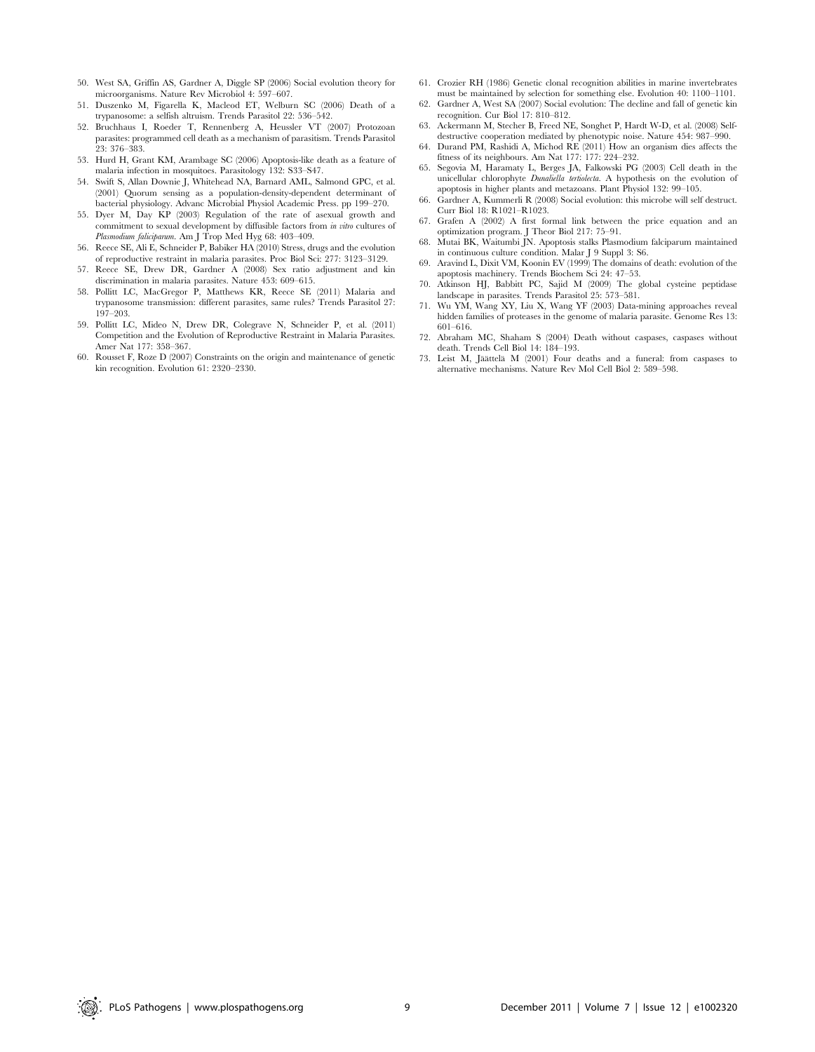50. West SA, Griffin AS, Gardner A, Diggle SP (2006) Social evolution theory for microorganisms. Nature Rev Microbiol 4: 597–607.
51. Duszenko M, Figarella K, Macleod ET, Welburn SC (2006) Death of a trypanosome: a selfish altruism. Trends Parasitol 22: 536–542.
52. Bruchhaus I, Roeder T, Rennenberg A, Heussler VT (2007) Protozoan parasites: programmed cell death as a mechanism of parasitism. Trends Parasitol 23: 376–383.
53. Hurd H, Grant KM, Arambage SC (2006) Apoptosis-like death as a feature of malaria infection in mosquitoes. Parasitology 132: S33–S47.
54. Swift S, Allan Downie J, Whitehead NA, Barnard AML, Salmond GPC, et al. (2001) Quorum sensing as a population-density-dependent determinant of bacterial physiology. Advanc Microbial Physiol Academic Press. pp 199–270.
55. Dyer M, Day KP (2003) Regulation of the rate of asexual growth and commitment to sexual development by diffusible factors from *in vitro* cultures of *Plasmodium falciparum*. Am J Trop Med Hyg 68: 403–409.
56. Reece SE, Ali E, Schneider P, Babiker HA (2010) Stress, drugs and the evolution of reproductive restraint in malaria parasites. Proc Biol Sci: 277: 3123–3129.
57. Reece SE, Drew DR, Gardner A (2008) Sex ratio adjustment and kin discrimination in malaria parasites. Nature 453: 609–615.
58. Pollitt LC, MacGregor P, Matthews KR, Reece SE (2011) Malaria and trypanosome transmission: different parasites, same rules? Trends Parasitol 27: 197–203.
59. Pollitt LC, Mideo N, Drew DR, Colegrave N, Schneider P, et al. (2011) Competition and the Evolution of Reproductive Restraint in Malaria Parasites. Amer Nat 177: 358–367.
60. Rousset F, Roze D (2007) Constraints on the origin and maintenance of genetic kin recognition. Evolution 61: 2320–2330.
61. Crozier RH (1986) Genetic clonal recognition abilities in marine invertebrates must be maintained by selection for something else. Evolution 40: 1100–1101.
62. Gardner A, West SA (2007) Social evolution: The decline and fall of genetic kin recognition. Cur Biol 17: 810–812.
63. Ackermann M, Stecher B, Freed NE, Songhet P, Hardt W-D, et al. (2008) Self-destructive cooperation mediated by phenotypic noise. Nature 454: 987–990.
64. Durand PM, Rashidi A, Michod RE (2011) How an organism dies affects the fitness of its neighbours. Am Nat 177: 177: 224–232.
65. Segovia M, Haramaty L, Berges JA, Falkowski PG (2003) Cell death in the unicellular chlorophyte *Dunaliella tertiolecta*. A hypothesis on the evolution of apoptosis in higher plants and metazoans. Plant Physiol 132: 99–105.
66. Gardner A, Kummerli R (2008) Social evolution: this microbe will self destruct. Curr Biol 18: R1021–R1023.
67. Grafen A (2002) A first formal link between the price equation and an optimization program. J Theor Biol 217: 75–91.
68. Mutai BK, Waitumbi JN. Apoptosis stalks Plasmodium falciparum maintained in continuous culture condition. Malar J 9 Suppl 3: S6.
69. Aravind L, Dixit VM, Koonin EV (1999) The domains of death: evolution of the apoptosis machinery. Trends Biochem Sci 24: 47–53.
70. Atkinson HJ, Babbitt PC, Sajid M (2009) The global cysteine peptidase landscape in parasites. Trends Parasitol 25: 573–581.
71. Wu YM, Wang XY, Liu X, Wang YF (2003) Data-mining approaches reveal hidden families of proteases in the genome of malaria parasite. Genome Res 13: 601–616.
72. Abraham MC, Shaham S (2004) Death without caspases, caspases without death. Trends Cell Biol 14: 184–193.
73. Leist M, Jäättelä M (2001) Four deaths and a funeral: from caspases to alternative mechanisms. Nature Rev Mol Cell Biol 2: 589–598.